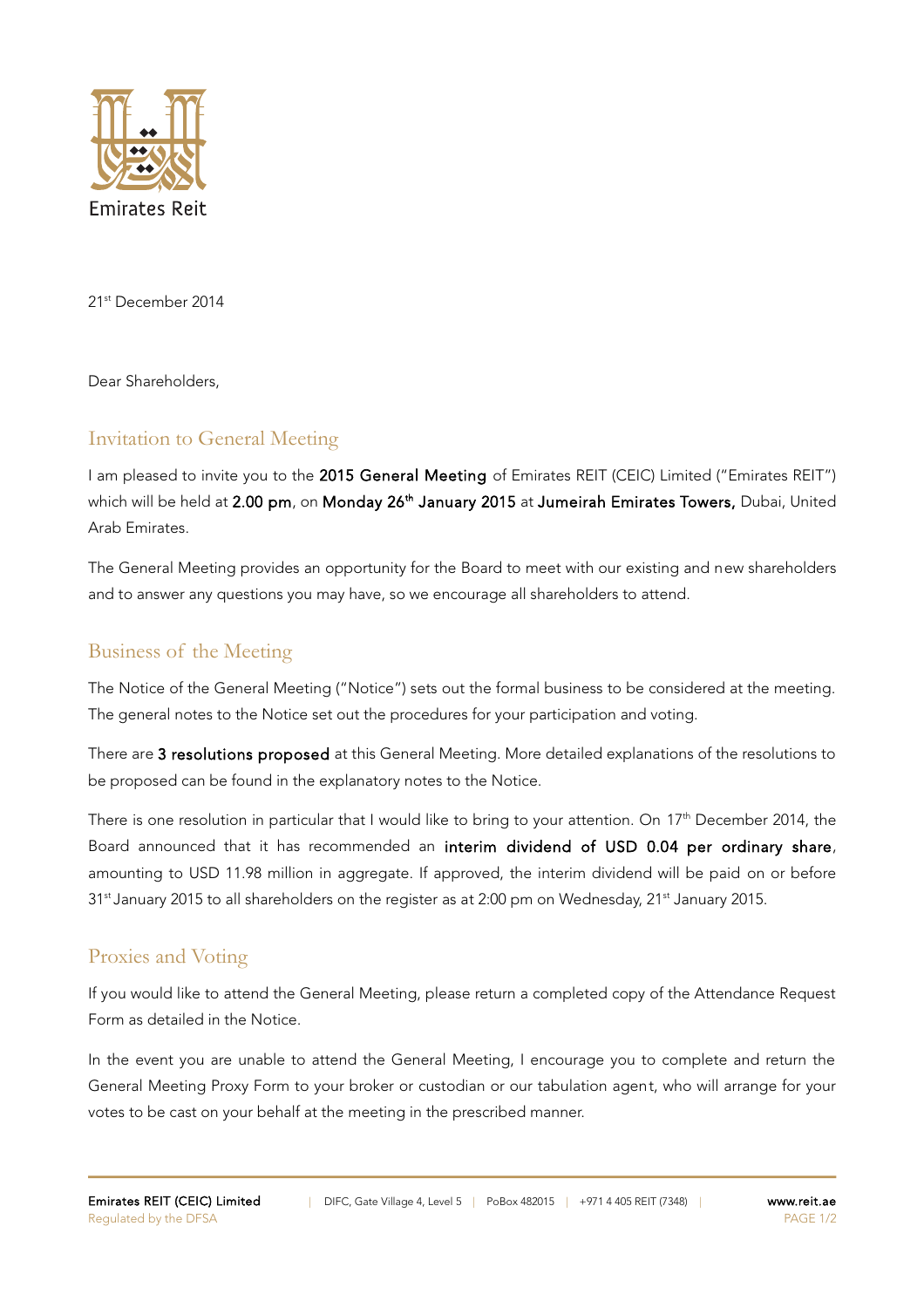Emirates Reit

21st December 2014

Dear Shareholders,

## Invitation to General Meeting

I am pleased to invite you to the **2015 General Meeting** of Emirates REIT (CEIC) Limited ("Emirates REIT") which will be held at **2.00 pm**, on **Monday 26th January 2015** at **Jumeirah Emirates Towers,** Dubai, United Arab Emirates.

The General Meeting provides an opportunity for the Board to meet with our existing and new shareholders and to answer any questions you may have, so we encourage all shareholders to attend.

## Business of the Meeting

The Notice of the General Meeting ("Notice") sets out the formal business to be considered at the meeting. The general notes to the Notice set out the procedures for your participation and voting.

There are **3 resolutions proposed** at this General Meeting. More detailed explanations of the resolutions to be proposed can be found in the explanatory notes to the Notice.

There is one resolution in particular that I would like to bring to your attention. On 17th December 2014, the Board announced that it has recommended an **interim dividend of USD 0.04 per ordinary share**, amounting to USD 11.98 million in aggregate. If approved, the interim dividend will be paid on or before 31st January 2015 to all shareholders on the register as at 2:00 pm on Wednesday, 21st January 2015.

## Proxies and Voting

If you would like to attend the General Meeting, please return a completed copy of the Attendance Request Form as detailed in the Notice.

In the event you are unable to attend the General Meeting, I encourage you to complete and return the General Meeting Proxy Form to your broker or custodian or our tabulation agent, who will arrange for your votes to be cast on your behalf at the meeting in the prescribed manner.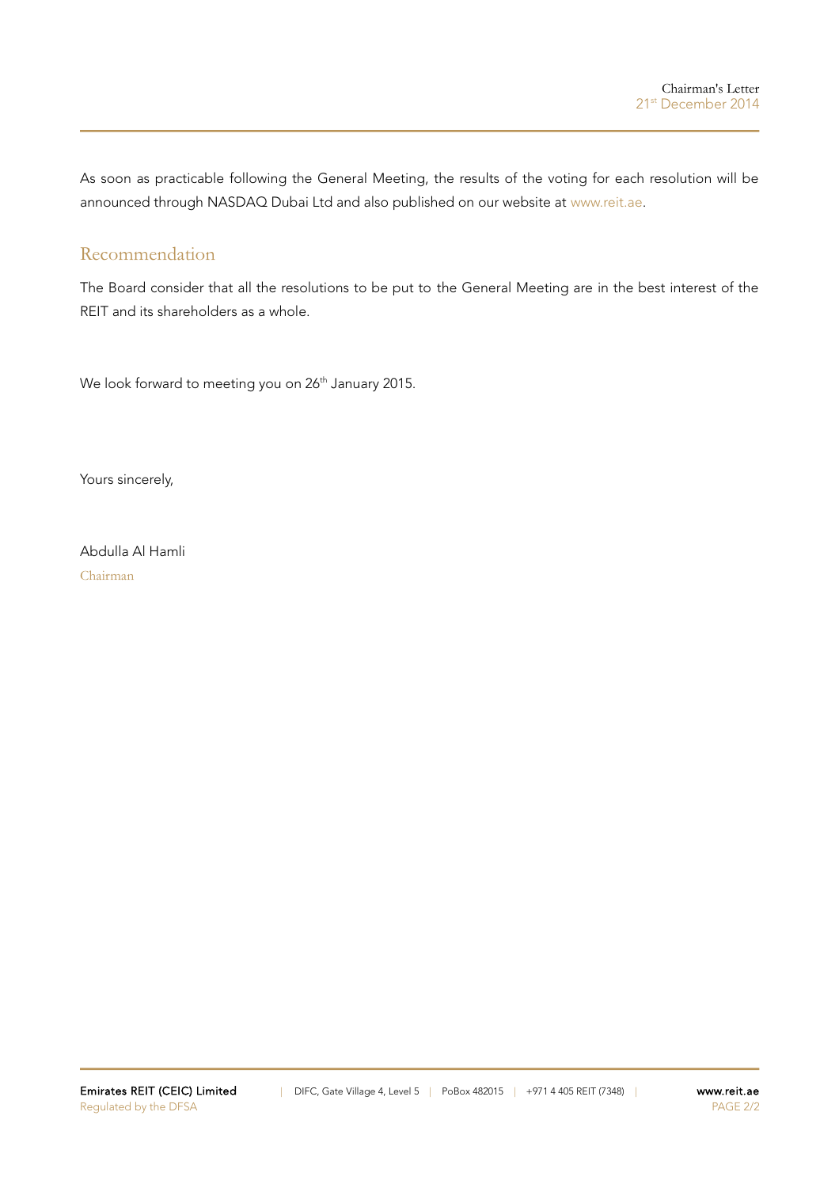As soon as practicable following the General Meeting, the results of the voting for each resolution will be announced through NASDAQ Dubai Ltd and also published on our website at www.reit.ae.

## Recommendation

The Board consider that all the resolutions to be put to the General Meeting are in the best interest of the REIT and its shareholders as a whole.

We look forward to meeting you on 26th January 2015.

Yours sincerely,

Abdulla Al Hamli

Chairman